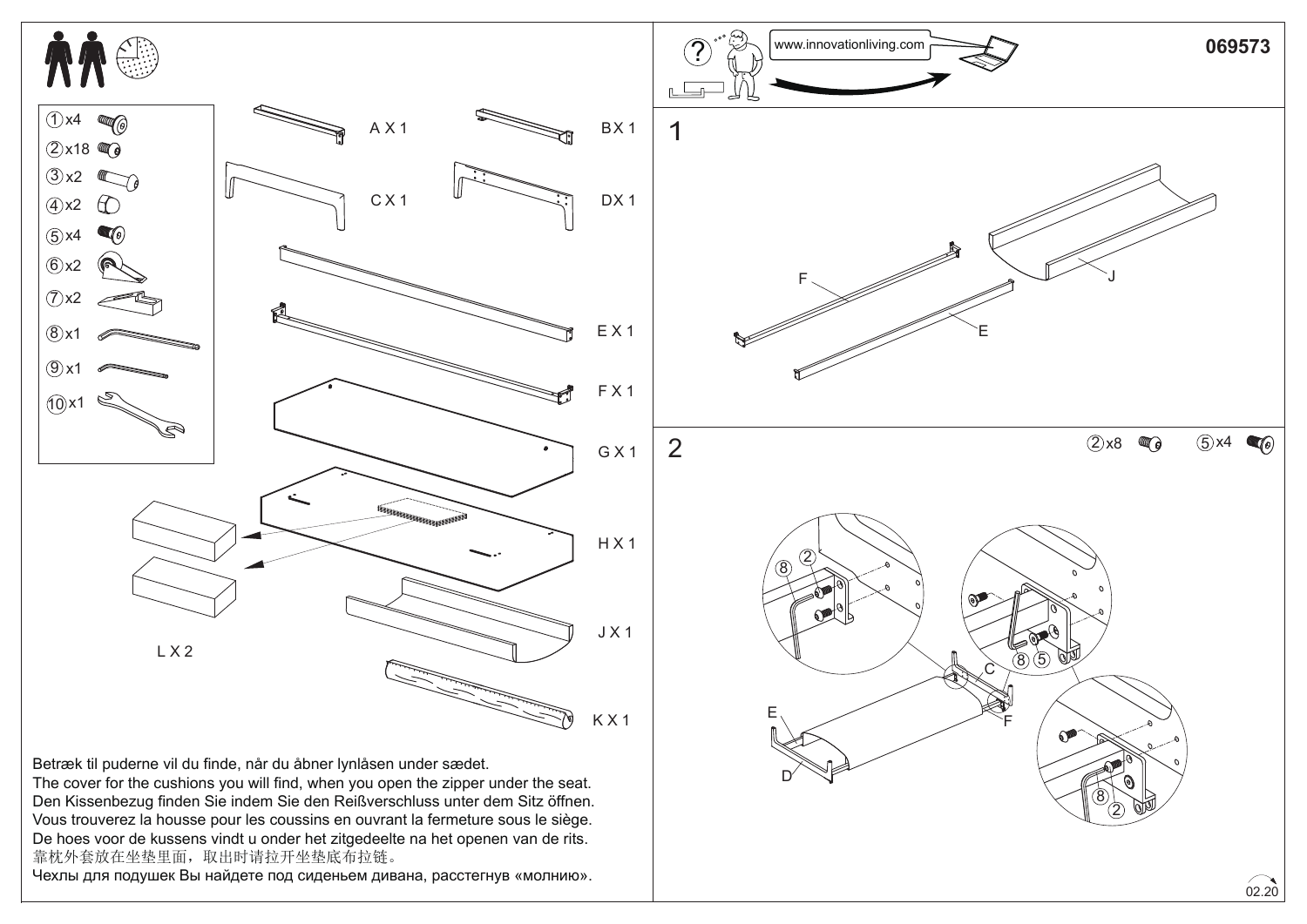069573

www.innovationliving.com

| Part | Qty |
| --- | --- |
| ① | x4 |
| ② | x18 |
| ③ | x2 |
| ④ | x2 |
| ⑤ | x4 |
| ⑥ | x2 |
| ⑦ | x2 |
| ⑧ | x1 |
| ⑨ | x1 |
| ⑩ | x1 |

A X 1

B X 1

C X 1

D X 1

E X 1

F X 1

G X 1

H X 1

J X 1

K X 1

L X 2

Betræk til puderne vil du finde, når du åbner lynlåsen under sædet.
The cover for the cushions you will find, when you open the zipper under the seat.
Den Kissenbezug finden Sie indem Sie den Reißverschluss unter dem Sitz öffnen.
Vous trouverez la housse pour les coussins en ouvrant la fermeture sous le siège.
De hoes voor de kussens vindt u onder het zitgedeelte na het openen van de rits.
靠枕外套放在坐垫里面，取出时请拉开坐垫底布拉链。
Чехлы для подушек Вы найдете под сиденьем дивана, расстегнув «молнию».

## 1

F, E, J

## 2

② x8 ⑤ x4

E, D, C, F

⑧ ②

⑧ ⑤

⑧ ②

02.20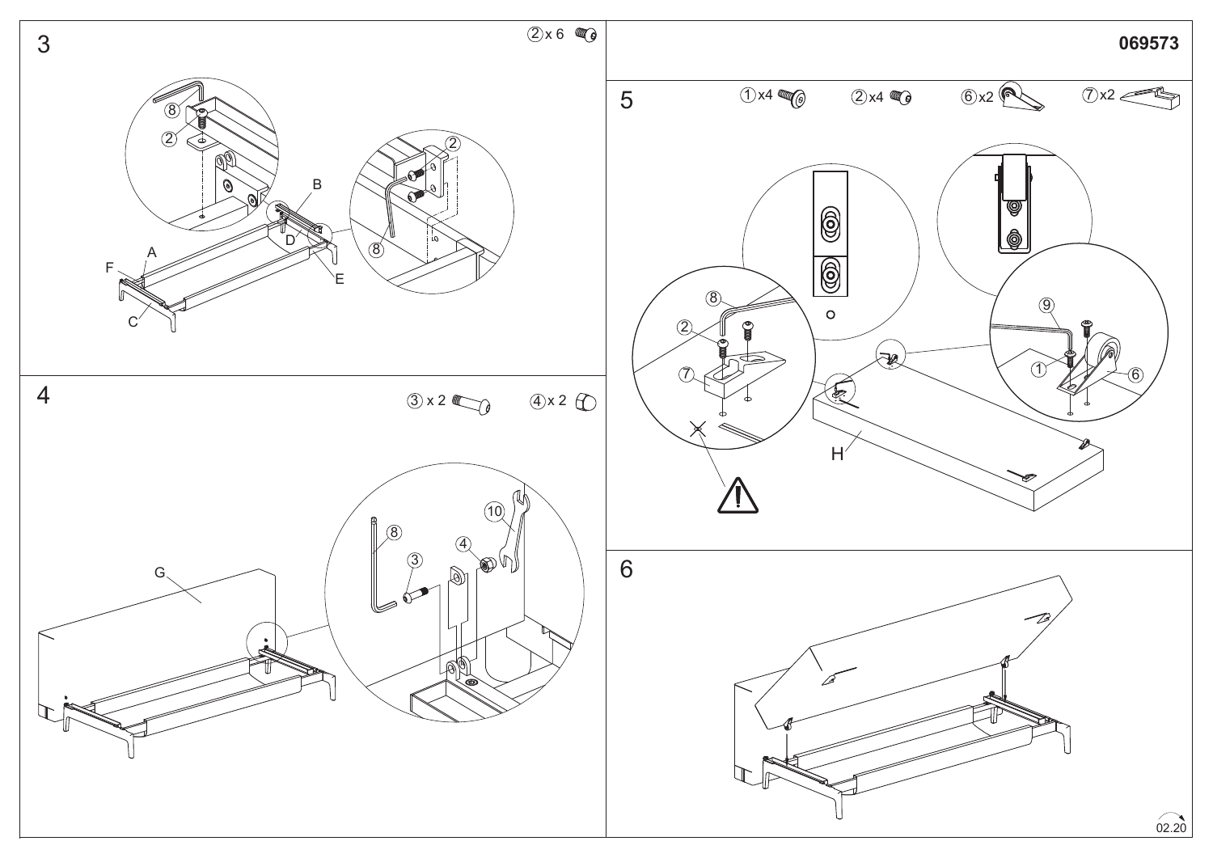069573

## 3

②x 6

## 4

③ x 2 ④ x 2

## 5

①x4 ②x4 ⑥x2 ⑦x2

## 6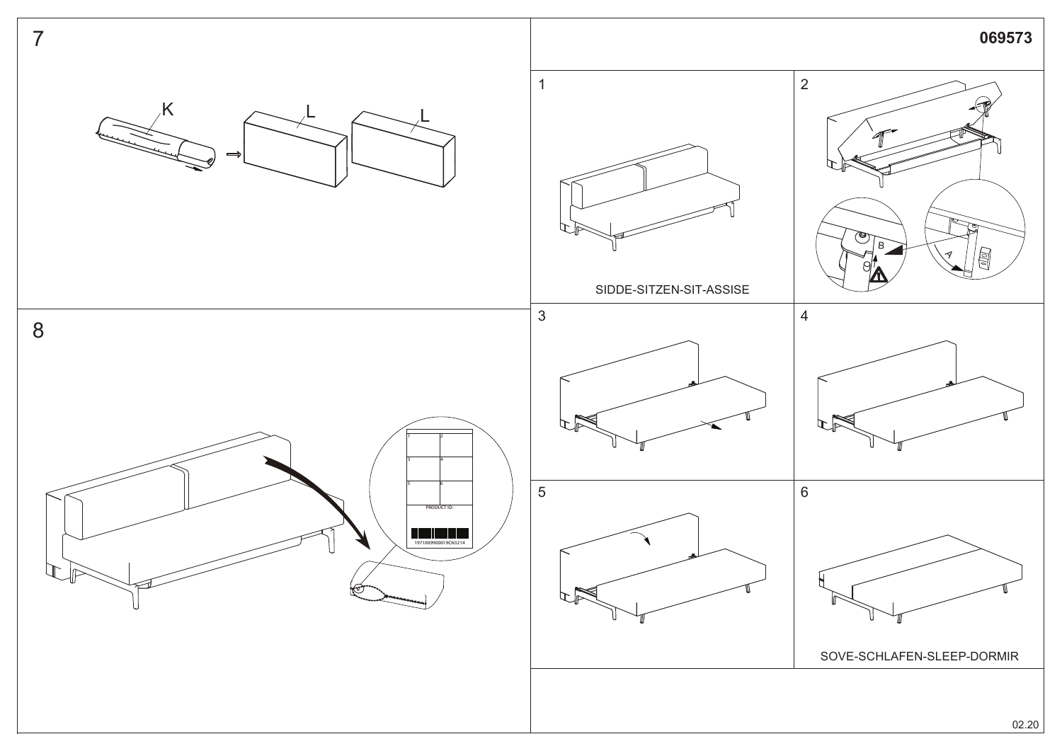7

K

L

L

8

1

2

3

4

5

6

PRODUCT ID:

1971009900019CN3214

069573

1

SIDDE-SITZEN-SIT-ASSISE

2

B

A

3

4

5

6

SOVE-SCHLAFEN-SLEEP-DORMIR

02.20